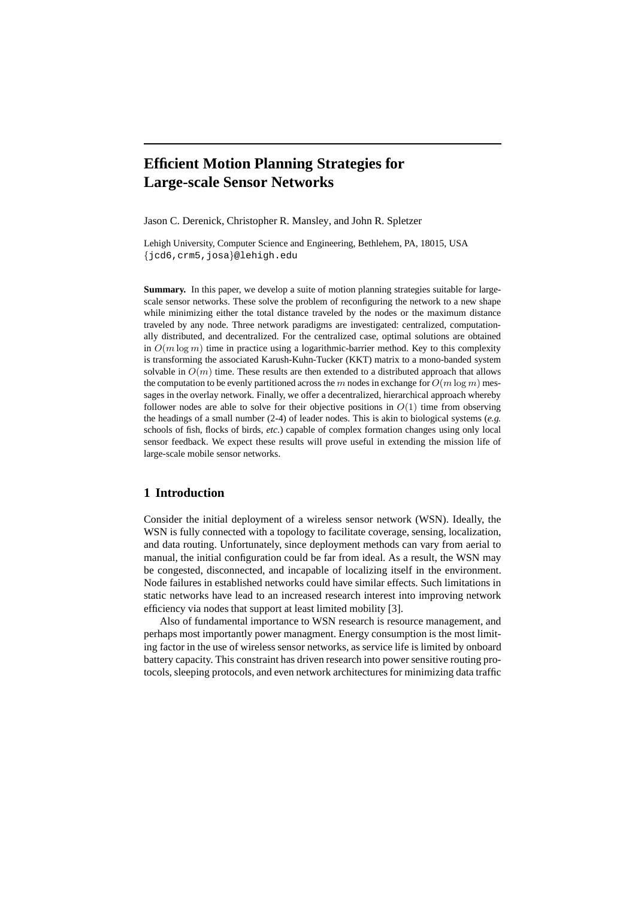# Efficient Motion Planning Strategies for Large-scale Sensor Networks

Jason C. Derenick, Christopher R. Mansley, and John R. Spletzer

Lehigh University, Computer Science and Engineering, Bethlehem, PA, 18015, USA
{jcd6,crm5,josa}@lehigh.edu

**Summary.** In this paper, we develop a suite of motion planning strategies suitable for large-scale sensor networks. These solve the problem of reconfiguring the network to a new shape while minimizing either the total distance traveled by the nodes or the maximum distance traveled by any node. Three network paradigms are investigated: centralized, computationally distributed, and decentralized. For the centralized case, optimal solutions are obtained in $O(m \log m)$ time in practice using a logarithmic-barrier method. Key to this complexity is transforming the associated Karush-Kuhn-Tucker (KKT) matrix to a mono-banded system solvable in $O(m)$ time. These results are then extended to a distributed approach that allows the computation to be evenly partitioned across the $m$ nodes in exchange for $O(m \log m)$ messages in the overlay network. Finally, we offer a decentralized, hierarchical approach whereby follower nodes are able to solve for their objective positions in $O(1)$ time from observing the headings of a small number (2-4) of leader nodes. This is akin to biological systems (*e.g.* schools of fish, flocks of birds, *etc.*) capable of complex formation changes using only local sensor feedback. We expect these results will prove useful in extending the mission life of large-scale mobile sensor networks.

## 1 Introduction

Consider the initial deployment of a wireless sensor network (WSN). Ideally, the WSN is fully connected with a topology to facilitate coverage, sensing, localization, and data routing. Unfortunately, since deployment methods can vary from aerial to manual, the initial configuration could be far from ideal. As a result, the WSN may be congested, disconnected, and incapable of localizing itself in the environment. Node failures in established networks could have similar effects. Such limitations in static networks have lead to an increased research interest into improving network efficiency via nodes that support at least limited mobility [3].

Also of fundamental importance to WSN research is resource management, and perhaps most importantly power managment. Energy consumption is the most limiting factor in the use of wireless sensor networks, as service life is limited by onboard battery capacity. This constraint has driven research into power sensitive routing protocols, sleeping protocols, and even network architectures for minimizing data traffic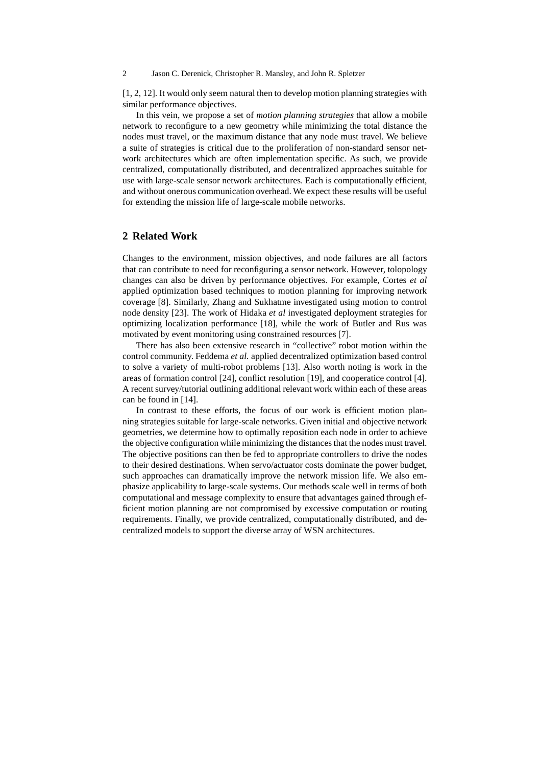[1, 2, 12]. It would only seem natural then to develop motion planning strategies with similar performance objectives.

In this vein, we propose a set of *motion planning strategies* that allow a mobile network to reconfigure to a new geometry while minimizing the total distance the nodes must travel, or the maximum distance that any node must travel. We believe a suite of strategies is critical due to the proliferation of non-standard sensor network architectures which are often implementation specific. As such, we provide centralized, computationally distributed, and decentralized approaches suitable for use with large-scale sensor network architectures. Each is computationally efficient, and without onerous communication overhead. We expect these results will be useful for extending the mission life of large-scale mobile networks.

## 2 Related Work

Changes to the environment, mission objectives, and node failures are all factors that can contribute to need for reconfiguring a sensor network. However, tolopology changes can also be driven by performance objectives. For example, Cortes *et al* applied optimization based techniques to motion planning for improving network coverage [8]. Similarly, Zhang and Sukhatme investigated using motion to control node density [23]. The work of Hidaka *et al* investigated deployment strategies for optimizing localization performance [18], while the work of Butler and Rus was motivated by event monitoring using constrained resources [7].

There has also been extensive research in "collective" robot motion within the control community. Feddema *et al.* applied decentralized optimization based control to solve a variety of multi-robot problems [13]. Also worth noting is work in the areas of formation control [24], conflict resolution [19], and cooperatice control [4]. A recent survey/tutorial outlining additional relevant work within each of these areas can be found in [14].

In contrast to these efforts, the focus of our work is efficient motion planning strategies suitable for large-scale networks. Given initial and objective network geometries, we determine how to optimally reposition each node in order to achieve the objective configuration while minimizing the distances that the nodes must travel. The objective positions can then be fed to appropriate controllers to drive the nodes to their desired destinations. When servo/actuator costs dominate the power budget, such approaches can dramatically improve the network mission life. We also emphasize applicability to large-scale systems. Our methods scale well in terms of both computational and message complexity to ensure that advantages gained through efficient motion planning are not compromised by excessive computation or routing requirements. Finally, we provide centralized, computationally distributed, and decentralized models to support the diverse array of WSN architectures.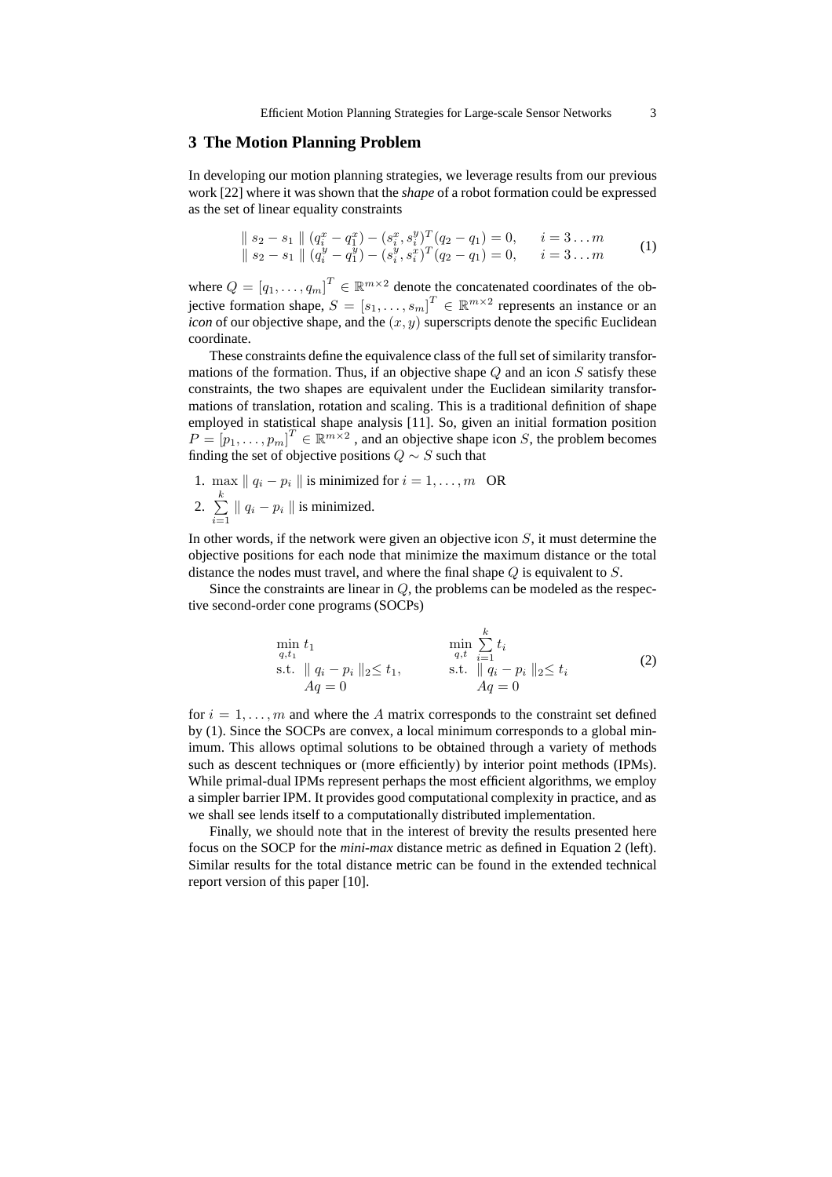## 3 The Motion Planning Problem

In developing our motion planning strategies, we leverage results from our previous work [22] where it was shown that the *shape* of a robot formation could be expressed as the set of linear equality constraints

$$
\begin{array}{ll}
\| s_2 - s_1 \| (q_i^x - q_1^x) - (s_i^x, s_i^y)^T (q_2 - q_1) = 0, & i = 3 \ldots m \\
\| s_2 - s_1 \| (q_i^y - q_1^y) - (s_i^y, s_i^x)^T (q_2 - q_1) = 0, & i = 3 \ldots m
\end{array}
\tag{1}
$$

where $Q = [q_1, \ldots, q_m]^T \in \mathbb{R}^{m \times 2}$ denote the concatenated coordinates of the objective formation shape, $S = [s_1, \ldots, s_m]^T \in \mathbb{R}^{m \times 2}$ represents an instance or an *icon* of our objective shape, and the $(x, y)$ superscripts denote the specific Euclidean coordinate.

These constraints define the equivalence class of the full set of similarity transformations of the formation. Thus, if an objective shape $Q$ and an icon $S$ satisfy these constraints, the two shapes are equivalent under the Euclidean similarity transformations of translation, rotation and scaling. This is a traditional definition of shape employed in statistical shape analysis [11]. So, given an initial formation position $P = [p_1, \ldots, p_m]^T \in \mathbb{R}^{m \times 2}$ , and an objective shape icon $S$, the problem becomes finding the set of objective positions $Q \sim S$ such that

1. $\max \| q_i - p_i \|$ is minimized for $i = 1, \ldots, m$ OR
2. $\sum_{i=1}^{k} \| q_i - p_i \|$ is minimized.

In other words, if the network were given an objective icon $S$, it must determine the objective positions for each node that minimize the maximum distance or the total distance the nodes must travel, and where the final shape $Q$ is equivalent to $S$.

Since the constraints are linear in $Q$, the problems can be modeled as the respective second-order cone programs (SOCPs)

$$
\begin{array}{ll}
\min\limits_{q,t_1} t_1 & \min\limits_{q,t} \sum\limits_{i=1}^{k} t_i \\
\text{s.t. } \| q_i - p_i \|_2 \leq t_1, & \text{s.t. } \| q_i - p_i \|_2 \leq t_i \\
\quad Aq = 0 & \quad Aq = 0
\end{array}
\tag{2}
$$

for $i = 1, \ldots, m$ and where the $A$ matrix corresponds to the constraint set defined by (1). Since the SOCPs are convex, a local minimum corresponds to a global minimum. This allows optimal solutions to be obtained through a variety of methods such as descent techniques or (more efficiently) by interior point methods (IPMs). While primal-dual IPMs represent perhaps the most efficient algorithms, we employ a simpler barrier IPM. It provides good computational complexity in practice, and as we shall see lends itself to a computationally distributed implementation.

Finally, we should note that in the interest of brevity the results presented here focus on the SOCP for the *mini-max* distance metric as defined in Equation 2 (left). Similar results for the total distance metric can be found in the extended technical report version of this paper [10].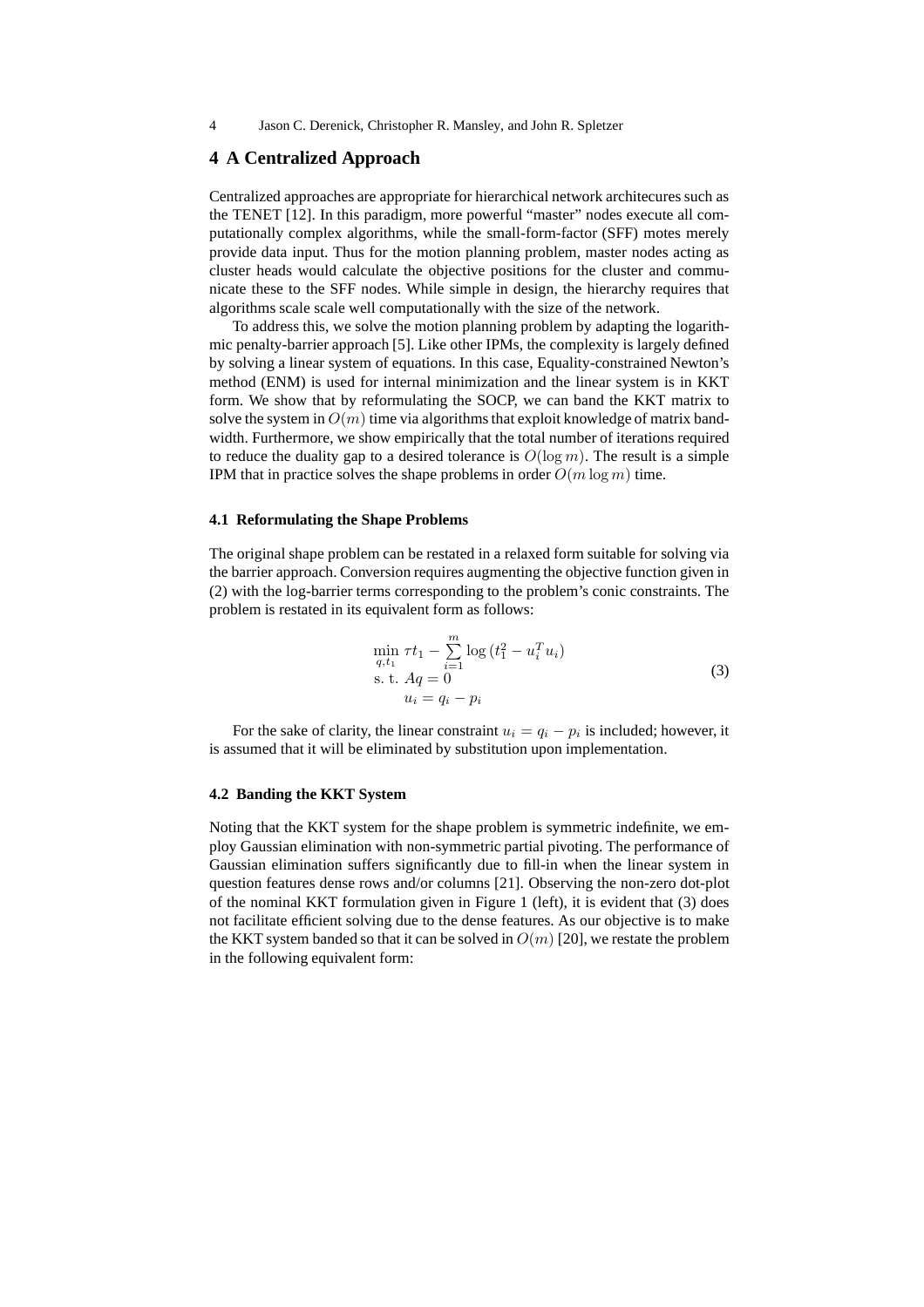## 4 A Centralized Approach

Centralized approaches are appropriate for hierarchical network architecures such as the TENET [12]. In this paradigm, more powerful "master" nodes execute all computationally complex algorithms, while the small-form-factor (SFF) motes merely provide data input. Thus for the motion planning problem, master nodes acting as cluster heads would calculate the objective positions for the cluster and communicate these to the SFF nodes. While simple in design, the hierarchy requires that algorithms scale scale well computationally with the size of the network.

To address this, we solve the motion planning problem by adapting the logarithmic penalty-barrier approach [5]. Like other IPMs, the complexity is largely defined by solving a linear system of equations. In this case, Equality-constrained Newton's method (ENM) is used for internal minimization and the linear system is in KKT form. We show that by reformulating the SOCP, we can band the KKT matrix to solve the system in $O(m)$ time via algorithms that exploit knowledge of matrix bandwidth. Furthermore, we show empirically that the total number of iterations required to reduce the duality gap to a desired tolerance is $O(\log m)$. The result is a simple IPM that in practice solves the shape problems in order $O(m \log m)$ time.

### 4.1 Reformulating the Shape Problems

The original shape problem can be restated in a relaxed form suitable for solving via the barrier approach. Conversion requires augmenting the objective function given in (2) with the log-barrier terms corresponding to the problem's conic constraints. The problem is restated in its equivalent form as follows:

$$
\begin{aligned}
\min_{q,t_1} \ & \tau t_1 - \sum_{i=1}^{m} \log\left(t_1^2 - u_i^T u_i\right) \\
\text{s. t. } & Aq = 0 \\
& u_i = q_i - p_i
\end{aligned}
\tag{3}
$$

For the sake of clarity, the linear constraint $u_i = q_i - p_i$ is included; however, it is assumed that it will be eliminated by substitution upon implementation.

### 4.2 Banding the KKT System

Noting that the KKT system for the shape problem is symmetric indefinite, we employ Gaussian elimination with non-symmetric partial pivoting. The performance of Gaussian elimination suffers significantly due to fill-in when the linear system in question features dense rows and/or columns [21]. Observing the non-zero dot-plot of the nominal KKT formulation given in Figure 1 (left), it is evident that (3) does not facilitate efficient solving due to the dense features. As our objective is to make the KKT system banded so that it can be solved in $O(m)$ [20], we restate the problem in the following equivalent form: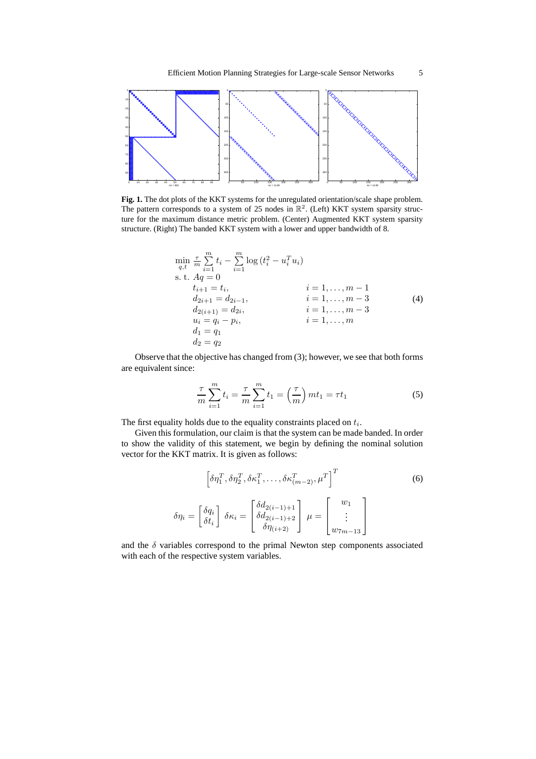**Fig. 1.** The dot plots of the KKT systems for the unregulated orientation/scale shape problem. The pattern corresponds to a system of 25 nodes in $\mathbb{R}^2$. (Left) KKT system sparsity structure for the maximum distance metric problem. (Center) Augmented KKT system sparsity structure. (Right) The banded KKT system with a lower and upper bandwidth of 8.

$$
\begin{array}{ll}
\min\limits_{q,t} \; \frac{\tau}{m} \sum\limits_{i=1}^{m} t_i - \sum\limits_{i=1}^{m} \log\left(t_i^2 - u_i^T u_i\right) & \\
\text{s. t. } Aq = 0 & \\
\quad t_{i+1} = t_i, & i = 1, \ldots, m-1 \\
\quad d_{2i+1} = d_{2i-1}, & i = 1, \ldots, m-3 \\
\quad d_{2(i+1)} = d_{2i}, & i = 1, \ldots, m-3 \\
\quad u_i = q_i - p_i, & i = 1, \ldots, m \\
\quad d_1 = q_1 & \\
\quad d_2 = q_2 &
\end{array} \tag{4}
$$

Observe that the objective has changed from (3); however, we see that both forms are equivalent since:

$$
\frac{\tau}{m} \sum_{i=1}^{m} t_i = \frac{\tau}{m} \sum_{i=1}^{m} t_1 = \left(\frac{\tau}{m}\right) m t_1 = \tau t_1 \tag{5}
$$

The first equality holds due to the equality constraints placed on $t_i$.

Given this formulation, our claim is that the system can be made banded. In order to show the validity of this statement, we begin by defining the nominal solution vector for the KKT matrix. It is given as follows:

$$
\left[\delta\eta_1^T, \delta\eta_2^T, \delta\kappa_1^T, \ldots, \delta\kappa_{(m-2)}^T, \mu^T\right]^T \tag{6}
$$

$$
\delta\eta_i = \begin{bmatrix} \delta q_i \\ \delta t_i \end{bmatrix} \; \delta\kappa_i = \begin{bmatrix} \delta d_{2(i-1)+1} \\ \delta d_{2(i-1)+2} \\ \delta\eta_{(i+2)} \end{bmatrix} \; \mu = \begin{bmatrix} w_1 \\ \vdots \\ w_{7m-13} \end{bmatrix}
$$

and the $\delta$ variables correspond to the primal Newton step components associated with each of the respective system variables.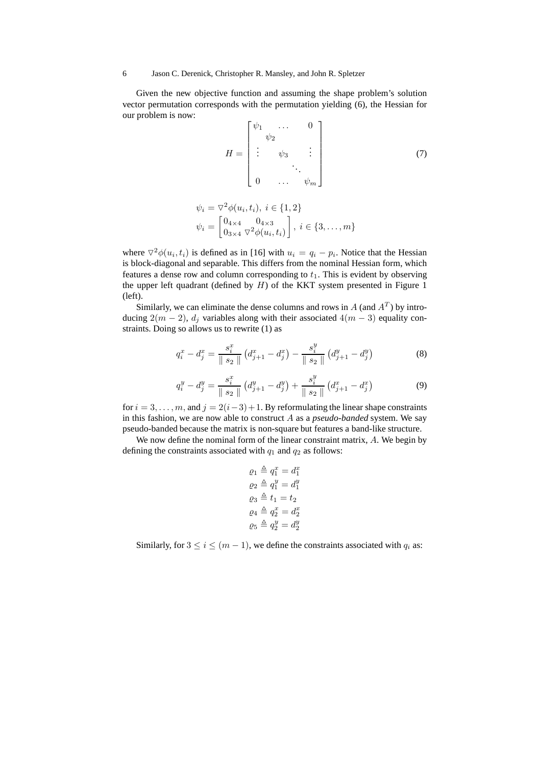Given the new objective function and assuming the shape problem's solution vector permutation corresponds with the permutation yielding (6), the Hessian for our problem is now:

$$H = \begin{bmatrix} \psi_1 & & \dots & & 0 \\ & \psi_2 & & & \\ \vdots & & \psi_3 & & \vdots \\ & & & \ddots & \\ 0 & & \dots & & \psi_m \end{bmatrix} \tag{7}$$

$$\psi_i = \nabla^2 \phi(u_i, t_i), \; i \in \{1, 2\}$$

$$\psi_i = \begin{bmatrix} 0_{4\times4} & 0_{4\times3} \\ 0_{3\times4} & \nabla^2 \phi(u_i, t_i) \end{bmatrix}, \; i \in \{3, \dots, m\}$$

where $\nabla^2 \phi(u_i, t_i)$ is defined as in [16] with $u_i = q_i - p_i$. Notice that the Hessian is block-diagonal and separable. This differs from the nominal Hessian form, which features a dense row and column corresponding to $t_1$. This is evident by observing the upper left quadrant (defined by $H$) of the KKT system presented in Figure 1 (left).

Similarly, we can eliminate the dense columns and rows in $A$ (and $A^T$) by introducing $2(m-2)$, $d_j$ variables along with their associated $4(m-3)$ equality constraints. Doing so allows us to rewrite (1) as

$$q_i^x - d_j^x = \frac{s_i^x}{\| s_2 \|} \left( d_{j+1}^x - d_j^x \right) - \frac{s_i^y}{\| s_2 \|} \left( d_{j+1}^y - d_j^y \right) \tag{8}$$

$$q_i^y - d_j^y = \frac{s_i^x}{\| s_2 \|} \left( d_{j+1}^y - d_j^y \right) + \frac{s_i^y}{\| s_2 \|} \left( d_{j+1}^x - d_j^x \right) \tag{9}$$

for $i = 3, \dots, m$, and $j = 2(i-3)+1$. By reformulating the linear shape constraints in this fashion, we are now able to construct $A$ as a ***pseudo-banded*** system. We say pseudo-banded because the matrix is non-square but features a band-like structure.

We now define the nominal form of the linear constraint matrix, $A$. We begin by defining the constraints associated with $q_1$ and $q_2$ as follows:

$$\varrho_1 \triangleq q_1^x = d_1^x$$
$$\varrho_2 \triangleq q_1^y = d_1^y$$
$$\varrho_3 \triangleq t_1 = t_2$$
$$\varrho_4 \triangleq q_2^x = d_2^x$$
$$\varrho_5 \triangleq q_2^y = d_2^y$$

Similarly, for $3 \leq i \leq (m-1)$, we define the constraints associated with $q_i$ as: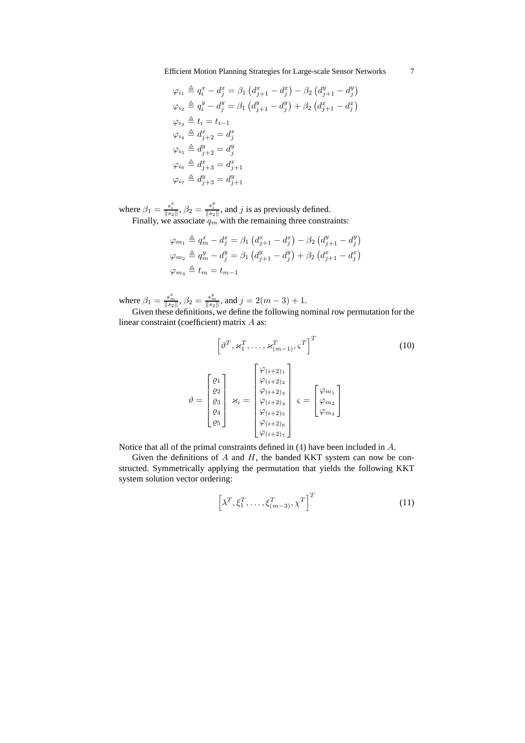$$
\begin{aligned}
\varphi_{i_1} &\triangleq q_i^x - d_j^x = \beta_1 \left(d_{j+1}^x - d_j^x\right) - \beta_2 \left(d_{j+1}^y - d_j^y\right) \\
\varphi_{i_2} &\triangleq q_i^y - d_j^y = \beta_1 \left(d_{j+1}^y - d_j^y\right) + \beta_2 \left(d_{j+1}^x - d_j^x\right) \\
\varphi_{i_3} &\triangleq t_i = t_{i-1} \\
\varphi_{i_4} &\triangleq d_{j+2}^x = d_j^x \\
\varphi_{i_5} &\triangleq d_{j+2}^y = d_j^y \\
\varphi_{i_6} &\triangleq d_{j+3}^x = d_{j+1}^x \\
\varphi_{i_7} &\triangleq d_{j+3}^y = d_{j+1}^y
\end{aligned}
$$

where $\beta_1 = \frac{s_i^x}{\|s_2\|}$, $\beta_2 = \frac{s_i^y}{\|s_2\|}$, and $j$ is as previously defined.

Finally, we associate $q_m$ with the remaining three constraints:

$$
\begin{aligned}
\varphi_{m_1} &\triangleq q_m^x - d_j^x = \beta_1 \left(d_{j+1}^x - d_j^x\right) - \beta_2 \left(d_{j+1}^y - d_j^y\right) \\
\varphi_{m_2} &\triangleq q_m^y - d_j^y = \beta_1 \left(d_{j+1}^y - d_j^y\right) + \beta_2 \left(d_{j+1}^x - d_j^x\right) \\
\varphi_{m_3} &\triangleq t_m = t_{m-1}
\end{aligned}
$$

where $\beta_1 = \frac{s_m^x}{\|s_2\|}$, $\beta_2 = \frac{s_m^y}{\|s_2\|}$, and $j = 2(m-3)+1$.

Given these definitions, we define the following nominal row permutation for the linear constraint (coefficient) matrix $A$ as:

$$
\left[\vartheta^T, \varkappa_1^T, \ldots, \varkappa_{(m-1)}^T, \varsigma^T\right]^T \tag{10}
$$

$$
\vartheta = \begin{bmatrix} \varrho_1 \\ \varrho_2 \\ \varrho_3 \\ \varrho_4 \\ \varrho_5 \end{bmatrix} \quad \varkappa_i = \begin{bmatrix} \varphi_{(i+2)_1} \\ \varphi_{(i+2)_2} \\ \varphi_{(i+2)_3} \\ \varphi_{(i+2)_4} \\ \varphi_{(i+2)_5} \\ \varphi_{(i+2)_6} \\ \varphi_{(i+2)_7} \end{bmatrix} \quad \varsigma = \begin{bmatrix} \varphi_{m_1} \\ \varphi_{m_2} \\ \varphi_{m_3} \end{bmatrix}
$$

Notice that all of the primal constraints defined in (4) have been included in $A$.

Given the definitions of $A$ and $H$, the banded KKT system can now be constructed. Symmetrically applying the permutation that yields the following KKT system solution vector ordering:

$$
\left[\lambda^T, \xi_1^T, \ldots, \xi_{(m-3)}^T, \chi^T\right]^T \tag{11}
$$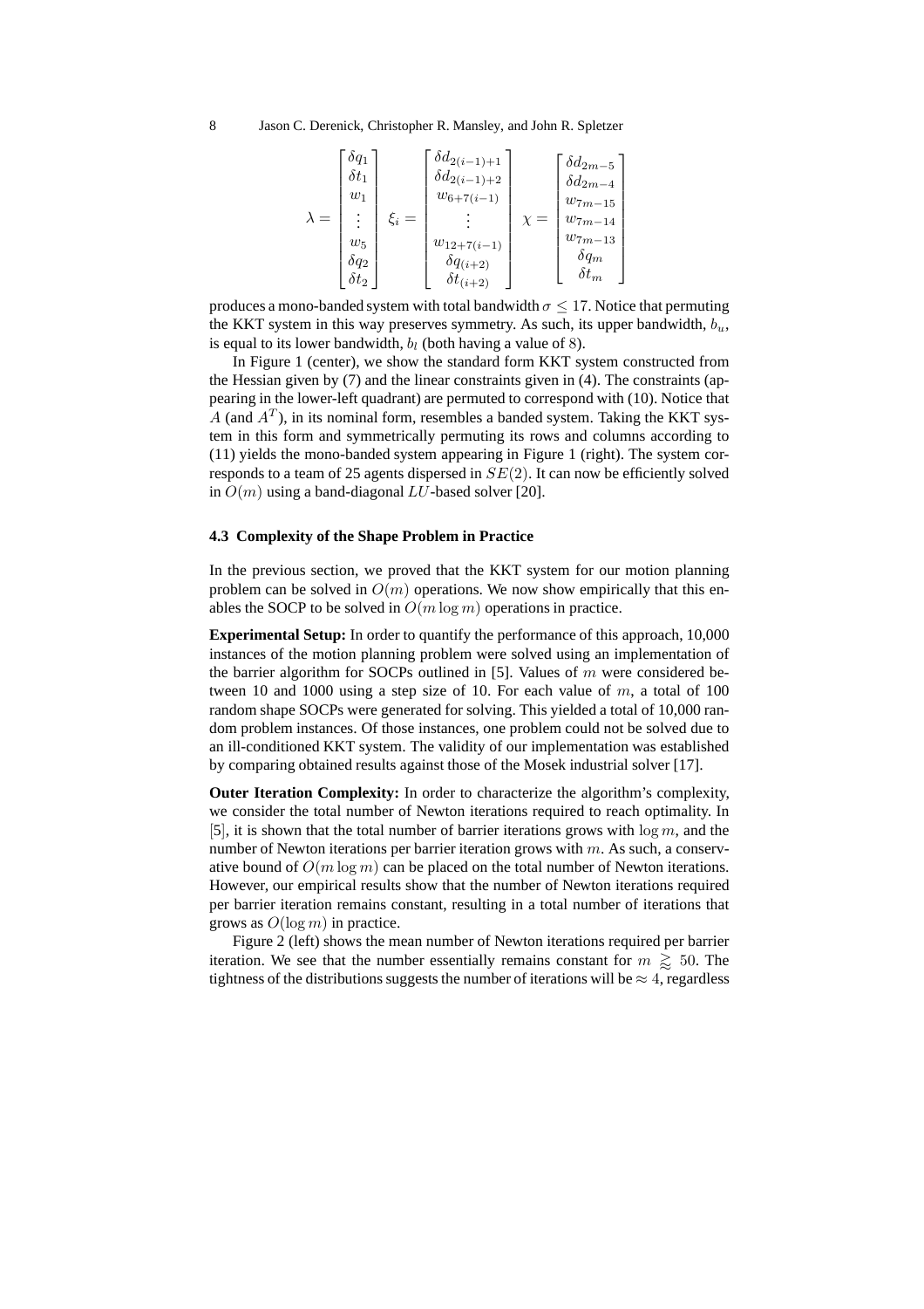$$
\lambda = \begin{bmatrix} \delta q_1 \\ \delta t_1 \\ w_1 \\ \vdots \\ w_5 \\ \delta q_2 \\ \delta t_2 \end{bmatrix} \quad \xi_i = \begin{bmatrix} \delta d_{2(i-1)+1} \\ \delta d_{2(i-1)+2} \\ w_{6+7(i-1)} \\ \vdots \\ w_{12+7(i-1)} \\ \delta q_{(i+2)} \\ \delta t_{(i+2)} \end{bmatrix} \quad \chi = \begin{bmatrix} \delta d_{2m-5} \\ \delta d_{2m-4} \\ w_{7m-15} \\ w_{7m-14} \\ w_{7m-13} \\ \delta q_m \\ \delta t_m \end{bmatrix}
$$

produces a mono-banded system with total bandwidth $\sigma \leq 17$. Notice that permuting the KKT system in this way preserves symmetry. As such, its upper bandwidth, $b_u$, is equal to its lower bandwidth, $b_l$ (both having a value of 8).

In Figure 1 (center), we show the standard form KKT system constructed from the Hessian given by (7) and the linear constraints given in (4). The constraints (appearing in the lower-left quadrant) are permuted to correspond with (10). Notice that $A$ (and $A^T$), in its nominal form, resembles a banded system. Taking the KKT system in this form and symmetrically permuting its rows and columns according to (11) yields the mono-banded system appearing in Figure 1 (right). The system corresponds to a team of 25 agents dispersed in $SE(2)$. It can now be efficiently solved in $O(m)$ using a band-diagonal $LU$-based solver [20].

### 4.3 Complexity of the Shape Problem in Practice

In the previous section, we proved that the KKT system for our motion planning problem can be solved in $O(m)$ operations. We now show empirically that this enables the SOCP to be solved in $O(m \log m)$ operations in practice.

**Experimental Setup:** In order to quantify the performance of this approach, 10,000 instances of the motion planning problem were solved using an implementation of the barrier algorithm for SOCPs outlined in [5]. Values of $m$ were considered between 10 and 1000 using a step size of 10. For each value of $m$, a total of 100 random shape SOCPs were generated for solving. This yielded a total of 10,000 random problem instances. Of those instances, one problem could not be solved due to an ill-conditioned KKT system. The validity of our implementation was established by comparing obtained results against those of the Mosek industrial solver [17].

**Outer Iteration Complexity:** In order to characterize the algorithm's complexity, we consider the total number of Newton iterations required to reach optimality. In [5], it is shown that the total number of barrier iterations grows with $\log m$, and the number of Newton iterations per barrier iteration grows with $m$. As such, a conservative bound of $O(m \log m)$ can be placed on the total number of Newton iterations. However, our empirical results show that the number of Newton iterations required per barrier iteration remains constant, resulting in a total number of iterations that grows as $O(\log m)$ in practice.

Figure 2 (left) shows the mean number of Newton iterations required per barrier iteration. We see that the number essentially remains constant for $m \gtrapprox 50$. The tightness of the distributions suggests the number of iterations will be $\approx 4$, regardless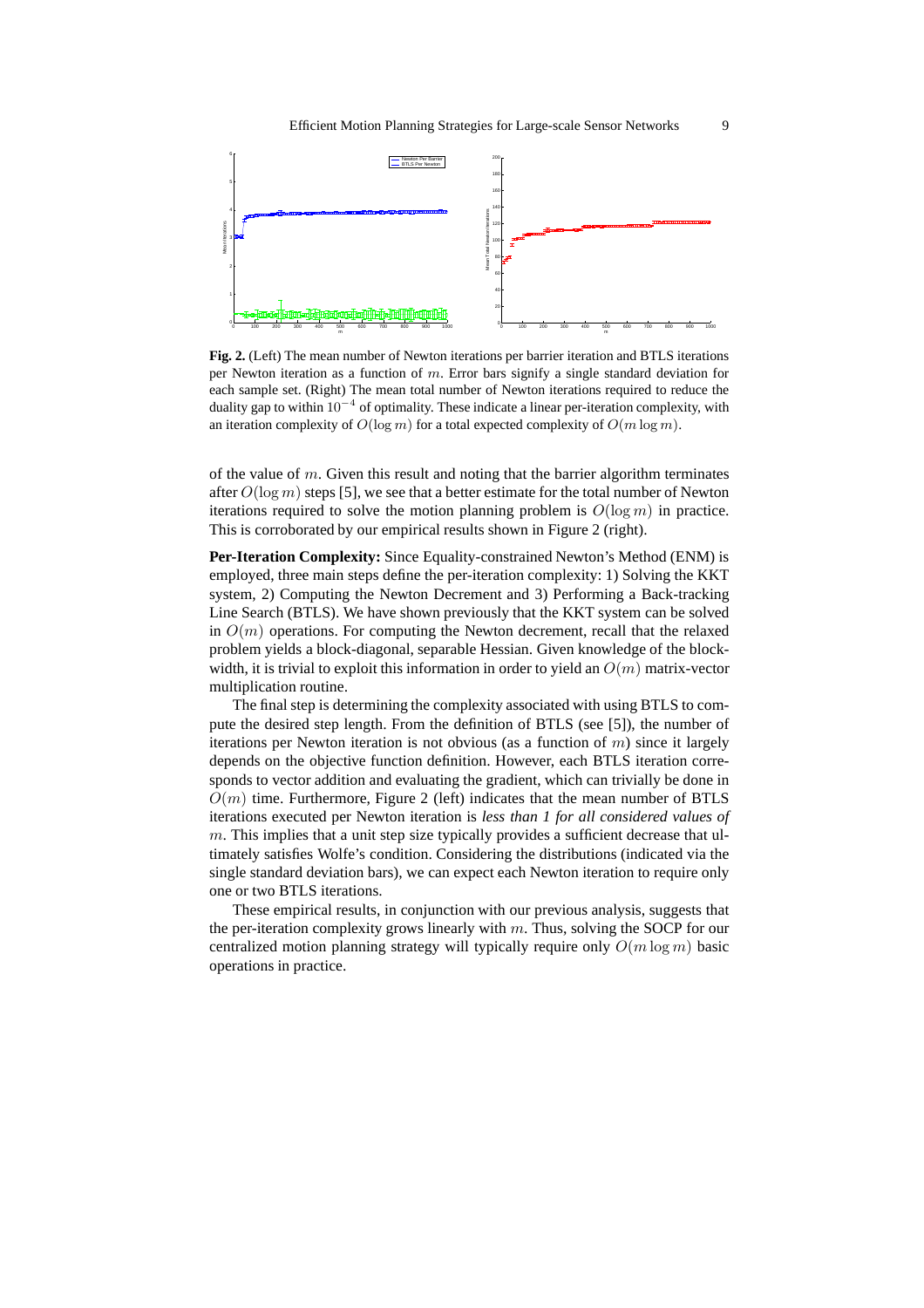**Fig. 2.** (Left) The mean number of Newton iterations per barrier iteration and BTLS iterations per Newton iteration as a function of $m$. Error bars signify a single standard deviation for each sample set. (Right) The mean total number of Newton iterations required to reduce the duality gap to within $10^{-4}$ of optimality. These indicate a linear per-iteration complexity, with an iteration complexity of $O(\log m)$ for a total expected complexity of $O(m \log m)$.

of the value of $m$. Given this result and noting that the barrier algorithm terminates after $O(\log m)$ steps [5], we see that a better estimate for the total number of Newton iterations required to solve the motion planning problem is $O(\log m)$ in practice. This is corroborated by our empirical results shown in Figure 2 (right).

**Per-Iteration Complexity:** Since Equality-constrained Newton's Method (ENM) is employed, three main steps define the per-iteration complexity: 1) Solving the KKT system, 2) Computing the Newton Decrement and 3) Performing a Back-tracking Line Search (BTLS). We have shown previously that the KKT system can be solved in $O(m)$ operations. For computing the Newton decrement, recall that the relaxed problem yields a block-diagonal, separable Hessian. Given knowledge of the block-width, it is trivial to exploit this information in order to yield an $O(m)$ matrix-vector multiplication routine.

The final step is determining the complexity associated with using BTLS to compute the desired step length. From the definition of BTLS (see [5]), the number of iterations per Newton iteration is not obvious (as a function of $m$) since it largely depends on the objective function definition. However, each BTLS iteration corresponds to vector addition and evaluating the gradient, which can trivially be done in $O(m)$ time. Furthermore, Figure 2 (left) indicates that the mean number of BTLS iterations executed per Newton iteration is *less than 1 for all considered values of* $m$. This implies that a unit step size typically provides a sufficient decrease that ultimately satisfies Wolfe's condition. Considering the distributions (indicated via the single standard deviation bars), we can expect each Newton iteration to require only one or two BTLS iterations.

These empirical results, in conjunction with our previous analysis, suggests that the per-iteration complexity grows linearly with $m$. Thus, solving the SOCP for our centralized motion planning strategy will typically require only $O(m \log m)$ basic operations in practice.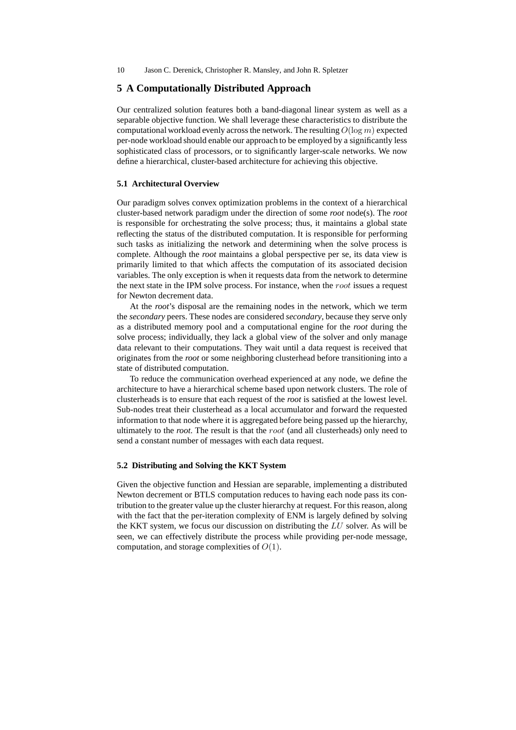## 5 A Computationally Distributed Approach

Our centralized solution features both a band-diagonal linear system as well as a separable objective function. We shall leverage these characteristics to distribute the computational workload evenly across the network. The resulting $O(\log m)$ expected per-node workload should enable our approach to be employed by a significantly less sophisticated class of processors, or to significantly larger-scale networks. We now define a hierarchical, cluster-based architecture for achieving this objective.

### 5.1 Architectural Overview

Our paradigm solves convex optimization problems in the context of a hierarchical cluster-based network paradigm under the direction of some *root* node(s). The *root* is responsible for orchestrating the solve process; thus, it maintains a global state reflecting the status of the distributed computation. It is responsible for performing such tasks as initializing the network and determining when the solve process is complete. Although the *root* maintains a global perspective per se, its data view is primarily limited to that which affects the computation of its associated decision variables. The only exception is when it requests data from the network to determine the next state in the IPM solve process. For instance, when the $root$ issues a request for Newton decrement data.

At the *root*'s disposal are the remaining nodes in the network, which we term the *secondary* peers. These nodes are considered *secondary*, because they serve only as a distributed memory pool and a computational engine for the *root* during the solve process; individually, they lack a global view of the solver and only manage data relevant to their computations. They wait until a data request is received that originates from the *root* or some neighboring clusterhead before transitioning into a state of distributed computation.

To reduce the communication overhead experienced at any node, we define the architecture to have a hierarchical scheme based upon network clusters. The role of clusterheads is to ensure that each request of the *root* is satisfied at the lowest level. Sub-nodes treat their clusterhead as a local accumulator and forward the requested information to that node where it is aggregated before being passed up the hierarchy, ultimately to the *root*. The result is that the $root$ (and all clusterheads) only need to send a constant number of messages with each data request.

### 5.2 Distributing and Solving the KKT System

Given the objective function and Hessian are separable, implementing a distributed Newton decrement or BTLS computation reduces to having each node pass its contribution to the greater value up the cluster hierarchy at request. For this reason, along with the fact that the per-iteration complexity of ENM is largely defined by solving the KKT system, we focus our discussion on distributing the $LU$ solver. As will be seen, we can effectively distribute the process while providing per-node message, computation, and storage complexities of $O(1)$.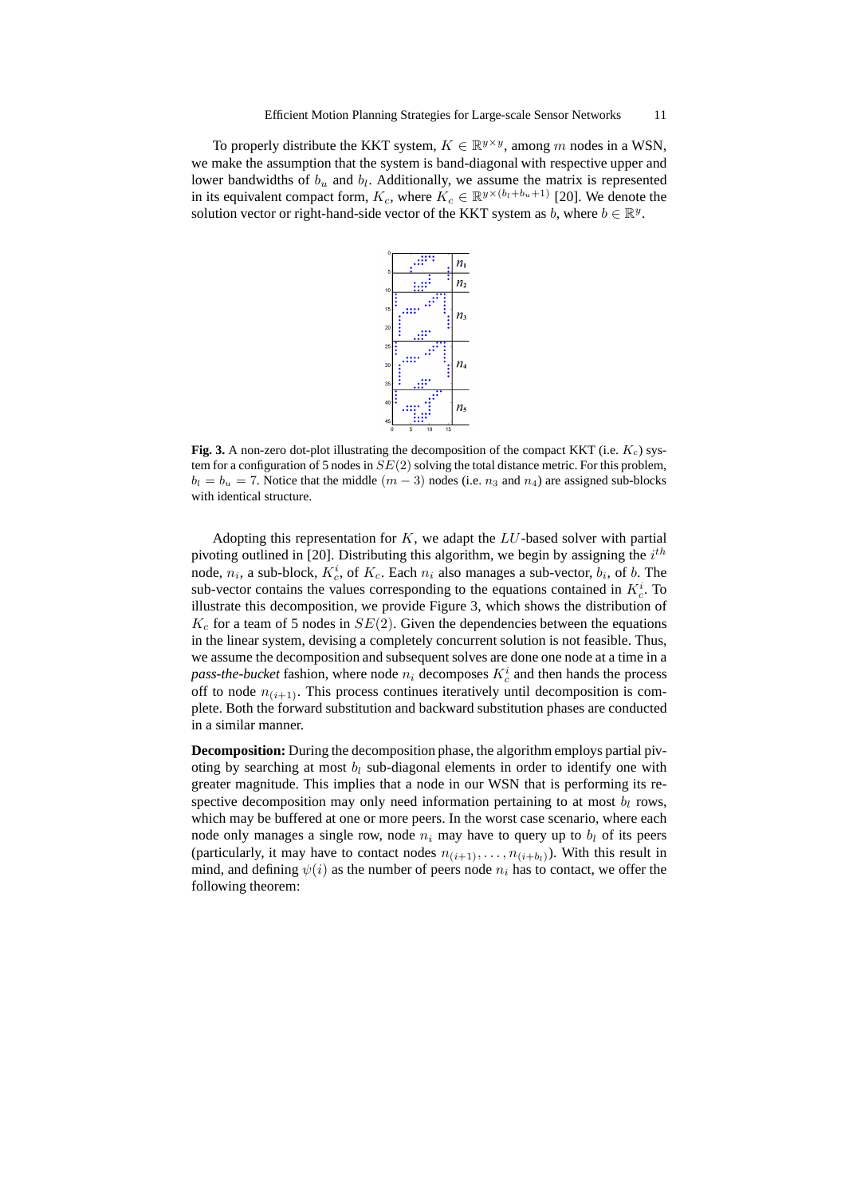To properly distribute the KKT system, $K \in \mathbb{R}^{y \times y}$, among $m$ nodes in a WSN, we make the assumption that the system is band-diagonal with respective upper and lower bandwidths of $b_u$ and $b_l$. Additionally, we assume the matrix is represented in its equivalent compact form, $K_c$, where $K_c \in \mathbb{R}^{y \times (b_l + b_u + 1)}$ [20]. We denote the solution vector or right-hand-side vector of the KKT system as $b$, where $b \in \mathbb{R}^y$.

**Fig. 3.** A non-zero dot-plot illustrating the decomposition of the compact KKT (i.e. $K_c$) system for a configuration of 5 nodes in $SE(2)$ solving the total distance metric. For this problem, $b_l = b_u = 7$. Notice that the middle $(m-3)$ nodes (i.e. $n_3$ and $n_4$) are assigned sub-blocks with identical structure.

Adopting this representation for $K$, we adapt the $LU$-based solver with partial pivoting outlined in [20]. Distributing this algorithm, we begin by assigning the $i^{th}$ node, $n_i$, a sub-block, $K_c^i$, of $K_c$. Each $n_i$ also manages a sub-vector, $b_i$, of $b$. The sub-vector contains the values corresponding to the equations contained in $K_c^i$. To illustrate this decomposition, we provide Figure 3, which shows the distribution of $K_c$ for a team of 5 nodes in $SE(2)$. Given the dependencies between the equations in the linear system, devising a completely concurrent solution is not feasible. Thus, we assume the decomposition and subsequent solves are done one node at a time in a *pass-the-bucket* fashion, where node $n_i$ decomposes $K_c^i$ and then hands the process off to node $n_{(i+1)}$. This process continues iteratively until decomposition is complete. Both the forward substitution and backward substitution phases are conducted in a similar manner.

**Decomposition:** During the decomposition phase, the algorithm employs partial pivoting by searching at most $b_l$ sub-diagonal elements in order to identify one with greater magnitude. This implies that a node in our WSN that is performing its respective decomposition may only need information pertaining to at most $b_l$ rows, which may be buffered at one or more peers. In the worst case scenario, where each node only manages a single row, node $n_i$ may have to query up to $b_l$ of its peers (particularly, it may have to contact nodes $n_{(i+1)}, \ldots, n_{(i+b_l)}$). With this result in mind, and defining $\psi(i)$ as the number of peers node $n_i$ has to contact, we offer the following theorem: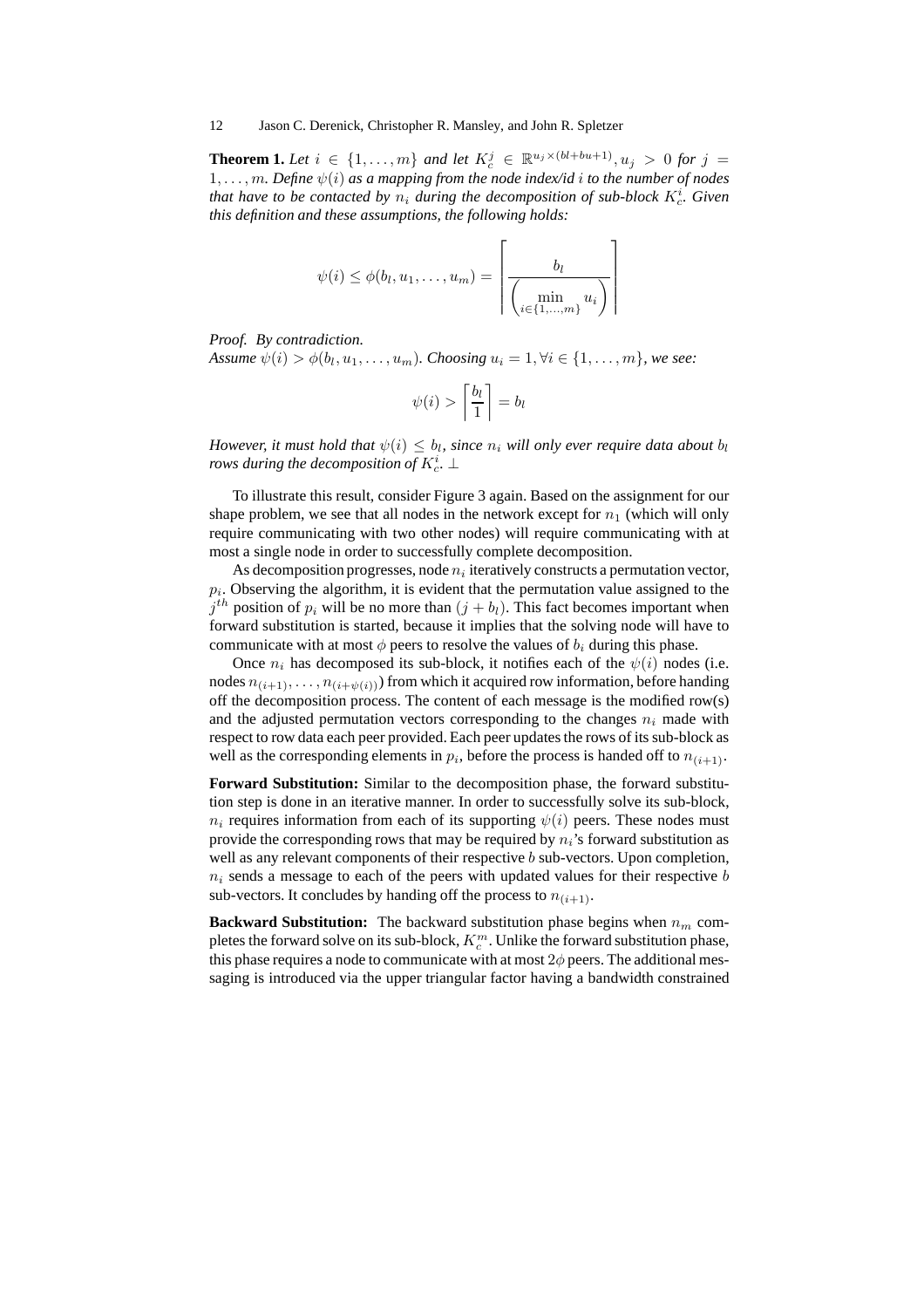**Theorem 1.** *Let $i \in \{1, \ldots, m\}$ and let $K_c^j \in \mathbb{R}^{u_j \times (bl+bu+1)}, u_j > 0$ for $j = 1, \ldots, m$. Define $\psi(i)$ as a mapping from the node index/id $i$ to the number of nodes that have to be contacted by $n_i$ during the decomposition of sub-block $K_c^i$. Given this definition and these assumptions, the following holds:*

$$\psi(i) \leq \phi(b_l, u_1, \ldots, u_m) = \left\lceil \frac{b_l}{\left(\min\limits_{i \in \{1,\ldots,m\}} u_i\right)} \right\rceil$$

*Proof. By contradiction.*
*Assume $\psi(i) > \phi(b_l, u_1, \ldots, u_m)$. Choosing $u_i = 1, \forall i \in \{1, \ldots, m\}$, we see:*

$$\psi(i) > \left\lceil \frac{b_l}{1} \right\rceil = b_l$$

*However, it must hold that $\psi(i) \leq b_l$, since $n_i$ will only ever require data about $b_l$ rows during the decomposition of $K_c^i$.* $\perp$

To illustrate this result, consider Figure 3 again. Based on the assignment for our shape problem, we see that all nodes in the network except for $n_1$ (which will only require communicating with two other nodes) will require communicating with at most a single node in order to successfully complete decomposition.

As decomposition progresses, node $n_i$ iteratively constructs a permutation vector, $p_i$. Observing the algorithm, it is evident that the permutation value assigned to the $j^{th}$ position of $p_i$ will be no more than $(j + b_l)$. This fact becomes important when forward substitution is started, because it implies that the solving node will have to communicate with at most $\phi$ peers to resolve the values of $b_i$ during this phase.

Once $n_i$ has decomposed its sub-block, it notifies each of the $\psi(i)$ nodes (i.e. nodes $n_{(i+1)}, \ldots, n_{(i+\psi(i))}$) from which it acquired row information, before handing off the decomposition process. The content of each message is the modified row(s) and the adjusted permutation vectors corresponding to the changes $n_i$ made with respect to row data each peer provided. Each peer updates the rows of its sub-block as well as the corresponding elements in $p_i$, before the process is handed off to $n_{(i+1)}$.

**Forward Substitution:** Similar to the decomposition phase, the forward substitution step is done in an iterative manner. In order to successfully solve its sub-block, $n_i$ requires information from each of its supporting $\psi(i)$ peers. These nodes must provide the corresponding rows that may be required by $n_i$'s forward substitution as well as any relevant components of their respective $b$ sub-vectors. Upon completion, $n_i$ sends a message to each of the peers with updated values for their respective $b$ sub-vectors. It concludes by handing off the process to $n_{(i+1)}$.

**Backward Substitution:** The backward substitution phase begins when $n_m$ completes the forward solve on its sub-block, $K_c^m$. Unlike the forward substitution phase, this phase requires a node to communicate with at most $2\phi$ peers. The additional messaging is introduced via the upper triangular factor having a bandwidth constrained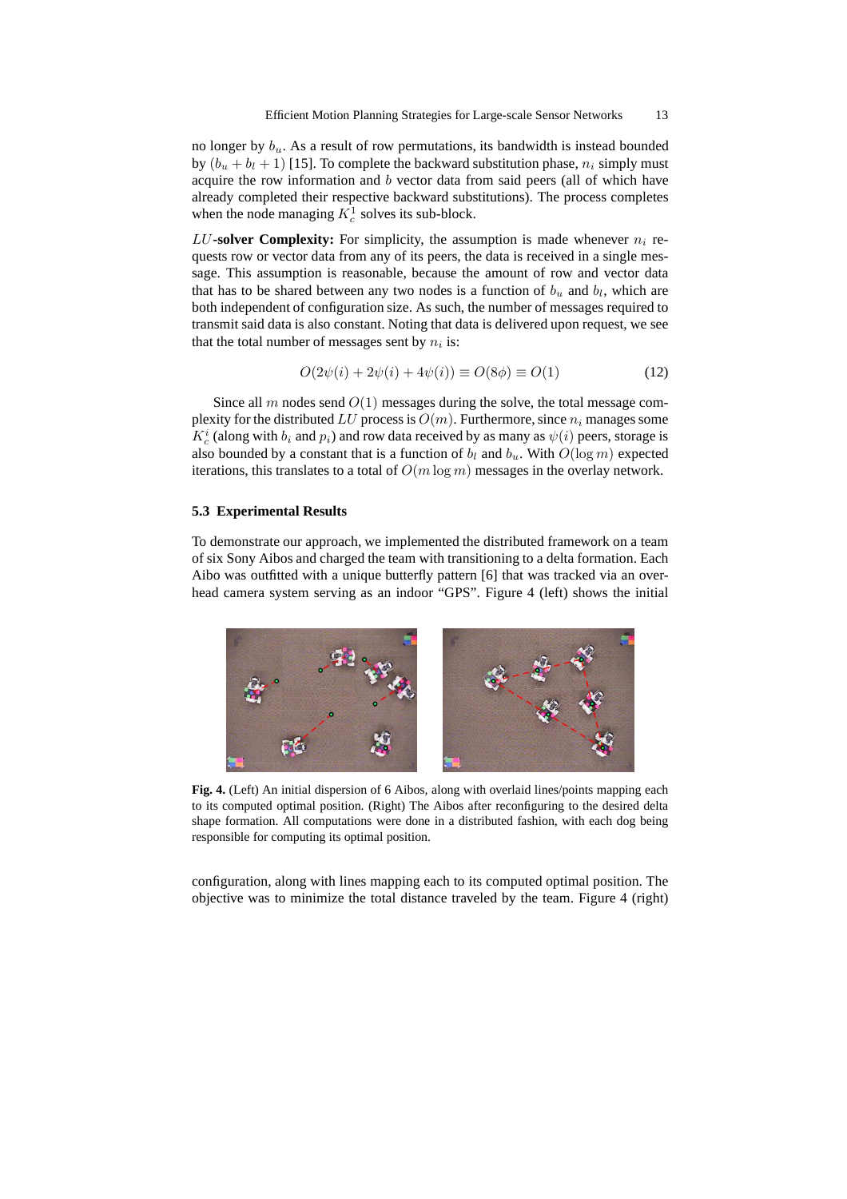no longer by $b_u$. As a result of row permutations, its bandwidth is instead bounded by $(b_u + b_l + 1)$ [15]. To complete the backward substitution phase, $n_i$ simply must acquire the row information and $b$ vector data from said peers (all of which have already completed their respective backward substitutions). The process completes when the node managing $K_c^1$ solves its sub-block.

$LU$**-solver Complexity:** For simplicity, the assumption is made whenever $n_i$ requests row or vector data from any of its peers, the data is received in a single message. This assumption is reasonable, because the amount of row and vector data that has to be shared between any two nodes is a function of $b_u$ and $b_l$, which are both independent of configuration size. As such, the number of messages required to transmit said data is also constant. Noting that data is delivered upon request, we see that the total number of messages sent by $n_i$ is:

$$O(2\psi(i) + 2\psi(i) + 4\psi(i)) \equiv O(8\phi) \equiv O(1) \tag{12}$$

Since all $m$ nodes send $O(1)$ messages during the solve, the total message complexity for the distributed $LU$ process is $O(m)$. Furthermore, since $n_i$ manages some $K_c^i$ (along with $b_i$ and $p_i$) and row data received by as many as $\psi(i)$ peers, storage is also bounded by a constant that is a function of $b_l$ and $b_u$. With $O(\log m)$ expected iterations, this translates to a total of $O(m \log m)$ messages in the overlay network.

### 5.3 Experimental Results

To demonstrate our approach, we implemented the distributed framework on a team of six Sony Aibos and charged the team with transitioning to a delta formation. Each Aibo was outfitted with a unique butterfly pattern [6] that was tracked via an overhead camera system serving as an indoor "GPS". Figure 4 (left) shows the initial

**Fig. 4.** (Left) An initial dispersion of 6 Aibos, along with overlaid lines/points mapping each to its computed optimal position. (Right) The Aibos after reconfiguring to the desired delta shape formation. All computations were done in a distributed fashion, with each dog being responsible for computing its optimal position.

configuration, along with lines mapping each to its computed optimal position. The objective was to minimize the total distance traveled by the team. Figure 4 (right)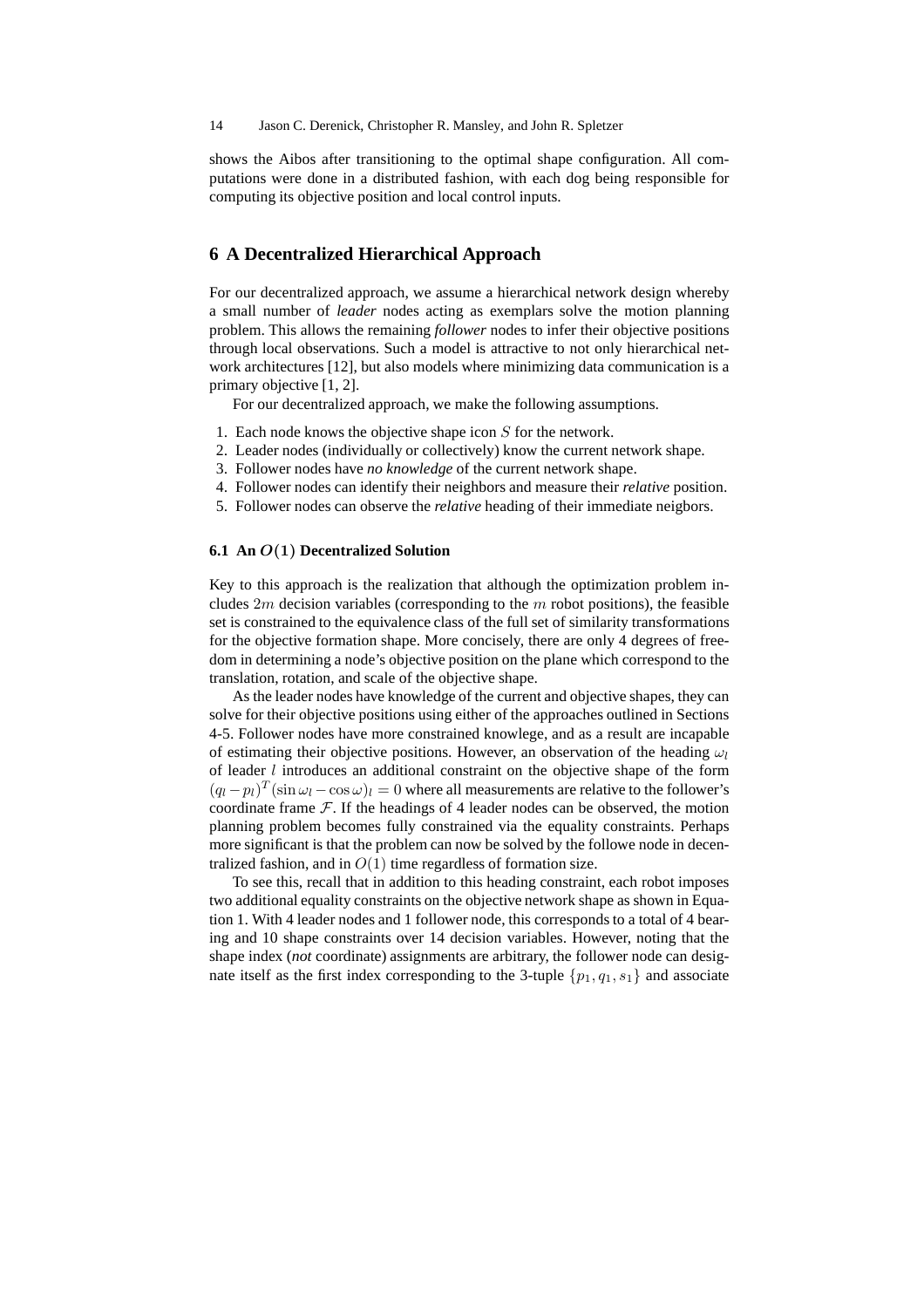shows the Aibos after transitioning to the optimal shape configuration. All computations were done in a distributed fashion, with each dog being responsible for computing its objective position and local control inputs.

## 6 A Decentralized Hierarchical Approach

For our decentralized approach, we assume a hierarchical network design whereby a small number of *leader* nodes acting as exemplars solve the motion planning problem. This allows the remaining *follower* nodes to infer their objective positions through local observations. Such a model is attractive to not only hierarchical network architectures [12], but also models where minimizing data communication is a primary objective [1, 2].

For our decentralized approach, we make the following assumptions.

1. Each node knows the objective shape icon $S$ for the network.
2. Leader nodes (individually or collectively) know the current network shape.
3. Follower nodes have *no knowledge* of the current network shape.
4. Follower nodes can identify their neighbors and measure their *relative* position.
5. Follower nodes can observe the *relative* heading of their immediate neigbors.

### 6.1 An $O(1)$ Decentralized Solution

Key to this approach is the realization that although the optimization problem includes $2m$ decision variables (corresponding to the $m$ robot positions), the feasible set is constrained to the equivalence class of the full set of similarity transformations for the objective formation shape. More concisely, there are only 4 degrees of freedom in determining a node's objective position on the plane which correspond to the translation, rotation, and scale of the objective shape.

As the leader nodes have knowledge of the current and objective shapes, they can solve for their objective positions using either of the approaches outlined in Sections 4-5. Follower nodes have more constrained knowlege, and as a result are incapable of estimating their objective positions. However, an observation of the heading $\omega_l$ of leader $l$ introduces an additional constraint on the objective shape of the form $(q_l - p_l)^T(\sin\omega_l - \cos\omega)_l = 0$ where all measurements are relative to the follower's coordinate frame $\mathcal{F}$. If the headings of 4 leader nodes can be observed, the motion planning problem becomes fully constrained via the equality constraints. Perhaps more significant is that the problem can now be solved by the followe node in decentralized fashion, and in $O(1)$ time regardless of formation size.

To see this, recall that in addition to this heading constraint, each robot imposes two additional equality constraints on the objective network shape as shown in Equation 1. With 4 leader nodes and 1 follower node, this corresponds to a total of 4 bearing and 10 shape constraints over 14 decision variables. However, noting that the shape index (*not* coordinate) assignments are arbitrary, the follower node can designate itself as the first index corresponding to the 3-tuple $\{p_1, q_1, s_1\}$ and associate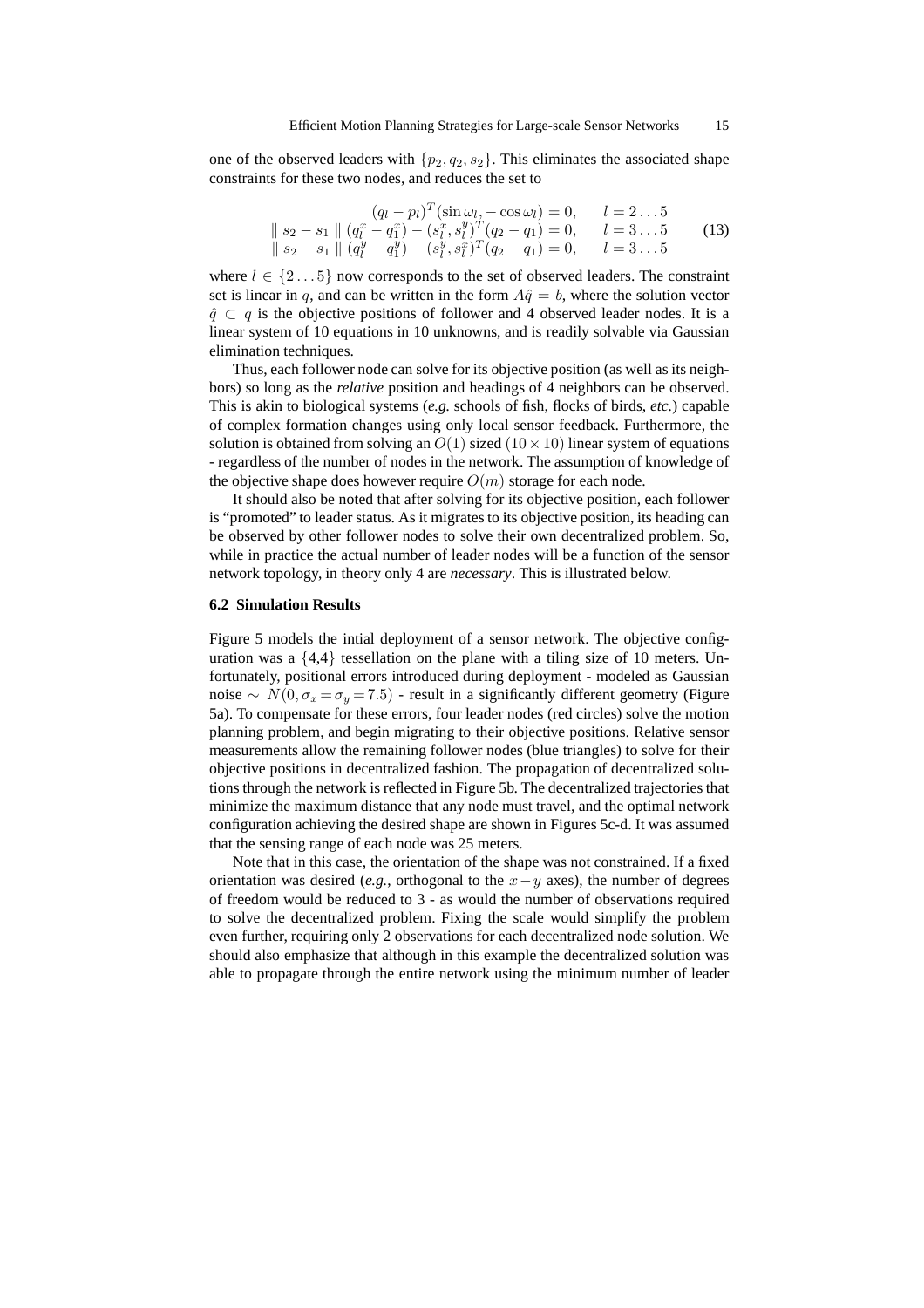one of the observed leaders with $\{p_2, q_2, s_2\}$. This eliminates the associated shape constraints for these two nodes, and reduces the set to

$$
\begin{array}{rl}
(q_l - p_l)^T(\sin\omega_l, -\cos\omega_l) = 0, & l = 2\ldots5 \\
\| s_2 - s_1 \| (q_l^x - q_1^x) - (s_l^x, s_l^y)^T(q_2 - q_1) = 0, & l = 3\ldots5 \\
\| s_2 - s_1 \| (q_l^y - q_1^y) - (s_l^y, s_l^x)^T(q_2 - q_1) = 0, & l = 3\ldots5
\end{array}
\tag{13}
$$

where $l \in \{2\ldots5\}$ now corresponds to the set of observed leaders. The constraint set is linear in $q$, and can be written in the form $A\hat{q} = b$, where the solution vector $\hat{q} \subset q$ is the objective positions of follower and 4 observed leader nodes. It is a linear system of 10 equations in 10 unknowns, and is readily solvable via Gaussian elimination techniques.

Thus, each follower node can solve for its objective position (as well as its neighbors) so long as the *relative* position and headings of 4 neighbors can be observed. This is akin to biological systems (*e.g.* schools of fish, flocks of birds, *etc.*) capable of complex formation changes using only local sensor feedback. Furthermore, the solution is obtained from solving an $O(1)$ sized $(10 \times 10)$ linear system of equations - regardless of the number of nodes in the network. The assumption of knowledge of the objective shape does however require $O(m)$ storage for each node.

It should also be noted that after solving for its objective position, each follower is "promoted" to leader status. As it migrates to its objective position, its heading can be observed by other follower nodes to solve their own decentralized problem. So, while in practice the actual number of leader nodes will be a function of the sensor network topology, in theory only 4 are *necessary*. This is illustrated below.

### 6.2 Simulation Results

Figure 5 models the intial deployment of a sensor network. The objective configuration was a {4,4} tessellation on the plane with a tiling size of 10 meters. Unfortunately, positional errors introduced during deployment - modeled as Gaussian noise $\sim N(0, \sigma_x = \sigma_y = 7.5)$ - result in a significantly different geometry (Figure 5a). To compensate for these errors, four leader nodes (red circles) solve the motion planning problem, and begin migrating to their objective positions. Relative sensor measurements allow the remaining follower nodes (blue triangles) to solve for their objective positions in decentralized fashion. The propagation of decentralized solutions through the network is reflected in Figure 5b. The decentralized trajectories that minimize the maximum distance that any node must travel, and the optimal network configuration achieving the desired shape are shown in Figures 5c-d. It was assumed that the sensing range of each node was 25 meters.

Note that in this case, the orientation of the shape was not constrained. If a fixed orientation was desired (*e.g.*, orthogonal to the $x-y$ axes), the number of degrees of freedom would be reduced to 3 - as would the number of observations required to solve the decentralized problem. Fixing the scale would simplify the problem even further, requiring only 2 observations for each decentralized node solution. We should also emphasize that although in this example the decentralized solution was able to propagate through the entire network using the minimum number of leader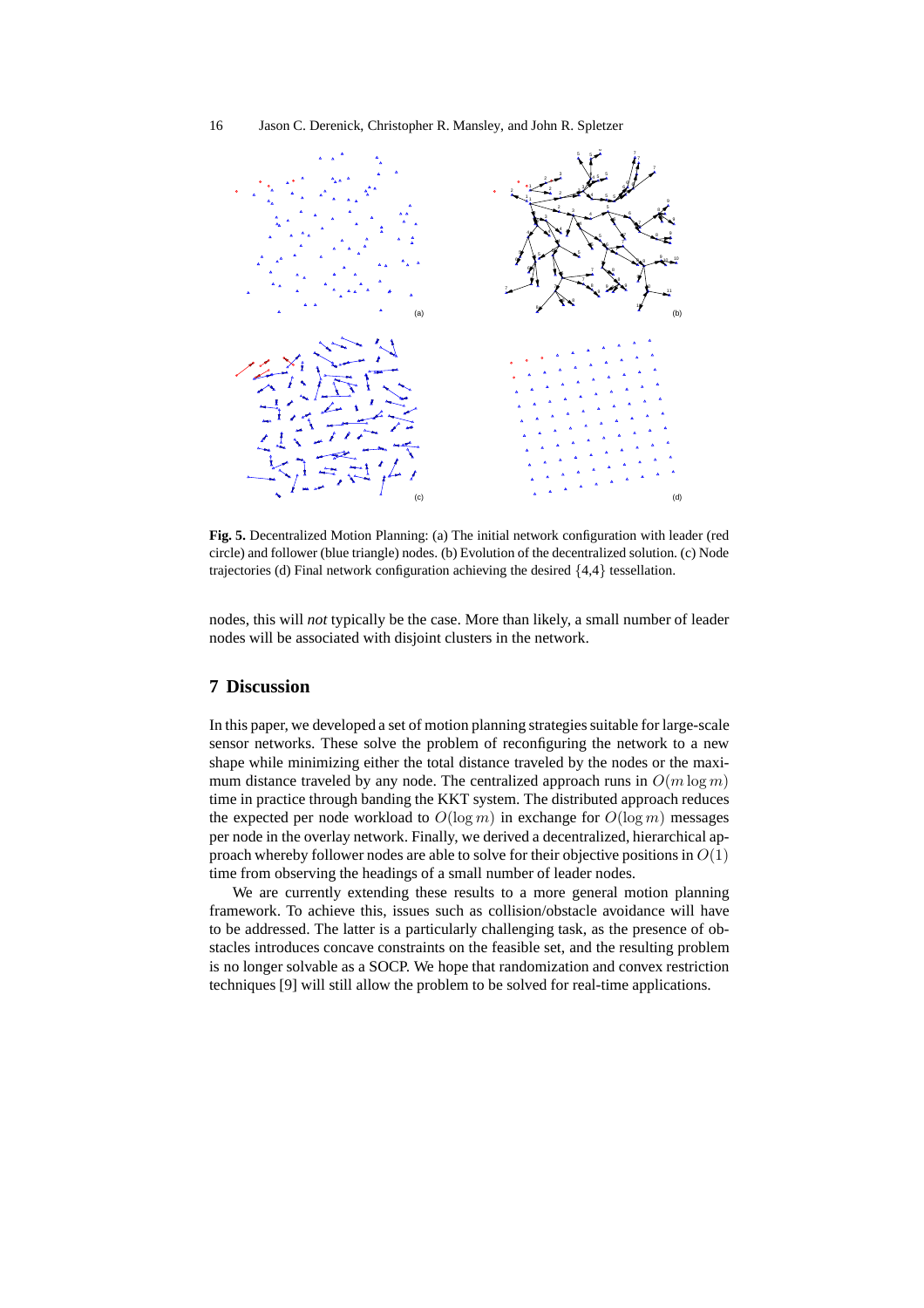**Fig. 5.** Decentralized Motion Planning: (a) The initial network configuration with leader (red circle) and follower (blue triangle) nodes. (b) Evolution of the decentralized solution. (c) Node trajectories (d) Final network configuration achieving the desired {4,4} tessellation.

nodes, this will *not* typically be the case. More than likely, a small number of leader nodes will be associated with disjoint clusters in the network.

## 7 Discussion

In this paper, we developed a set of motion planning strategies suitable for large-scale sensor networks. These solve the problem of reconfiguring the network to a new shape while minimizing either the total distance traveled by the nodes or the maximum distance traveled by any node. The centralized approach runs in $O(m \log m)$ time in practice through banding the KKT system. The distributed approach reduces the expected per node workload to $O(\log m)$ in exchange for $O(\log m)$ messages per node in the overlay network. Finally, we derived a decentralized, hierarchical approach whereby follower nodes are able to solve for their objective positions in $O(1)$ time from observing the headings of a small number of leader nodes.

We are currently extending these results to a more general motion planning framework. To achieve this, issues such as collision/obstacle avoidance will have to be addressed. The latter is a particularly challenging task, as the presence of obstacles introduces concave constraints on the feasible set, and the resulting problem is no longer solvable as a SOCP. We hope that randomization and convex restriction techniques [9] will still allow the problem to be solved for real-time applications.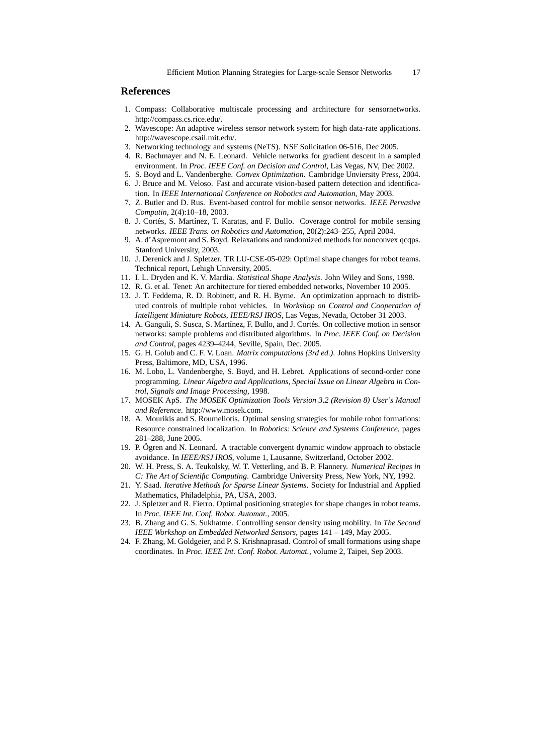## References

1. Compass: Collaborative multiscale processing and architecture for sensornetworks. http://compass.cs.rice.edu/.
2. Wavescope: An adaptive wireless sensor network system for high data-rate applications. http://wavescope.csail.mit.edu/.
3. Networking technology and systems (NeTS). NSF Solicitation 06-516, Dec 2005.
4. R. Bachmayer and N. E. Leonard. Vehicle networks for gradient descent in a sampled environment. In *Proc. IEEE Conf. on Decision and Control*, Las Vegas, NV, Dec 2002.
5. S. Boyd and L. Vandenberghe. *Convex Optimization*. Cambridge Unviersity Press, 2004.
6. J. Bruce and M. Veloso. Fast and accurate vision-based pattern detection and identification. In *IEEE International Conference on Robotics and Automation*, May 2003.
7. Z. Butler and D. Rus. Event-based control for mobile sensor networks. *IEEE Pervasive Computin*, 2(4):10–18, 2003.
8. J. Cortés, S. Martínez, T. Karatas, and F. Bullo. Coverage control for mobile sensing networks. *IEEE Trans. on Robotics and Automation*, 20(2):243–255, April 2004.
9. A. d'Aspremont and S. Boyd. Relaxations and randomized methods for nonconvex qcqps. Stanford University, 2003.
10. J. Derenick and J. Spletzer. TR LU-CSE-05-029: Optimal shape changes for robot teams. Technical report, Lehigh University, 2005.
11. I. L. Dryden and K. V. Mardia. *Statistical Shape Analysis*. John Wiley and Sons, 1998.
12. R. G. et al. Tenet: An architecture for tiered embedded networks, November 10 2005.
13. J. T. Feddema, R. D. Robinett, and R. H. Byrne. An optimization approach to distributed controls of multiple robot vehicles. In *Workshop on Control and Cooperation of Intelligent Miniature Robots, IEEE/RSJ IROS*, Las Vegas, Nevada, October 31 2003.
14. A. Ganguli, S. Susca, S. Martínez, F. Bullo, and J. Cortés. On collective motion in sensor networks: sample problems and distributed algorithms. In *Proc. IEEE Conf. on Decision and Control*, pages 4239–4244, Seville, Spain, Dec. 2005.
15. G. H. Golub and C. F. V. Loan. *Matrix computations (3rd ed.)*. Johns Hopkins University Press, Baltimore, MD, USA, 1996.
16. M. Lobo, L. Vandenberghe, S. Boyd, and H. Lebret. Applications of second-order cone programming. *Linear Algebra and Applications, Special Issue on Linear Algebra in Control, Signals and Image Processing*, 1998.
17. MOSEK ApS. *The MOSEK Optimization Tools Version 3.2 (Revision 8) User's Manual and Reference*. http://www.mosek.com.
18. A. Mourikis and S. Roumeliotis. Optimal sensing strategies for mobile robot formations: Resource constrained localization. In *Robotics: Science and Systems Conference*, pages 281–288, June 2005.
19. P. Ögren and N. Leonard. A tractable convergent dynamic window approach to obstacle avoidance. In *IEEE/RSJ IROS*, volume 1, Lausanne, Switzerland, October 2002.
20. W. H. Press, S. A. Teukolsky, W. T. Vetterling, and B. P. Flannery. *Numerical Recipes in C: The Art of Scientific Computing*. Cambridge University Press, New York, NY, 1992.
21. Y. Saad. *Iterative Methods for Sparse Linear Systems*. Society for Industrial and Applied Mathematics, Philadelphia, PA, USA, 2003.
22. J. Spletzer and R. Fierro. Optimal positioning strategies for shape changes in robot teams. In *Proc. IEEE Int. Conf. Robot. Automat.*, 2005.
23. B. Zhang and G. S. Sukhatme. Controlling sensor density using mobility. In *The Second IEEE Workshop on Embedded Networked Sensors*, pages 141 – 149, May 2005.
24. F. Zhang, M. Goldgeier, and P. S. Krishnaprasad. Control of small formations using shape coordinates. In *Proc. IEEE Int. Conf. Robot. Automat.*, volume 2, Taipei, Sep 2003.